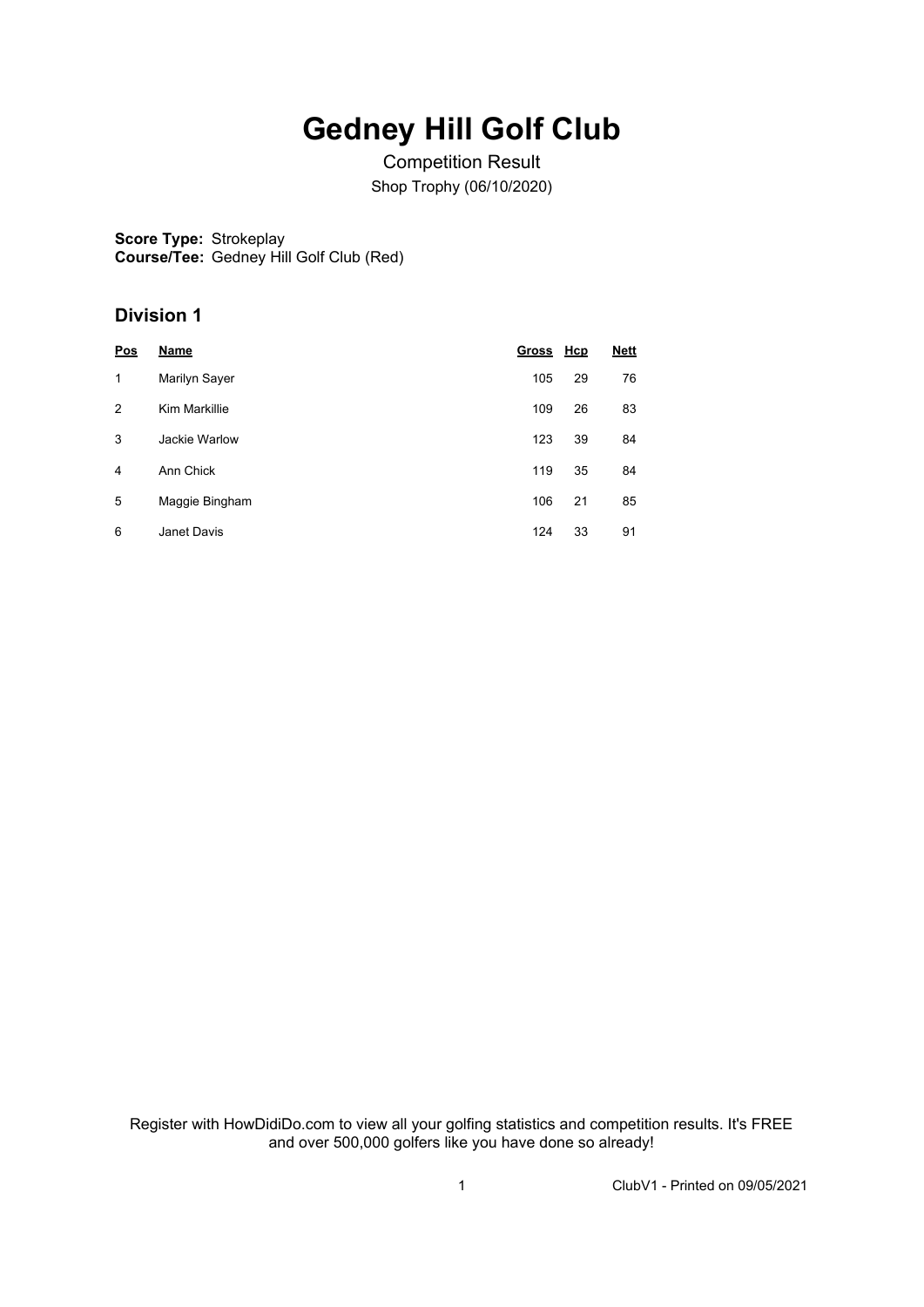# Gedney Hill Golf Club

Competition Result

Shop Trophy (06/10/2020)

**Score Type:** Strokeplay
**Course/Tee:** Gedney Hill Golf Club (Red)

## Division 1

| Pos | Name | Gross | Hcp | Nett |
|---|---|---|---|---|
| 1 | Marilyn Sayer | 105 | 29 | 76 |
| 2 | Kim Markillie | 109 | 26 | 83 |
| 3 | Jackie Warlow | 123 | 39 | 84 |
| 4 | Ann Chick | 119 | 35 | 84 |
| 5 | Maggie Bingham | 106 | 21 | 85 |
| 6 | Janet Davis | 124 | 33 | 91 |

Register with HowDidiDo.com to view all your golfing statistics and competition results. It's FREE and over 500,000 golfers like you have done so already!

ClubV1 - Printed on 09/05/2021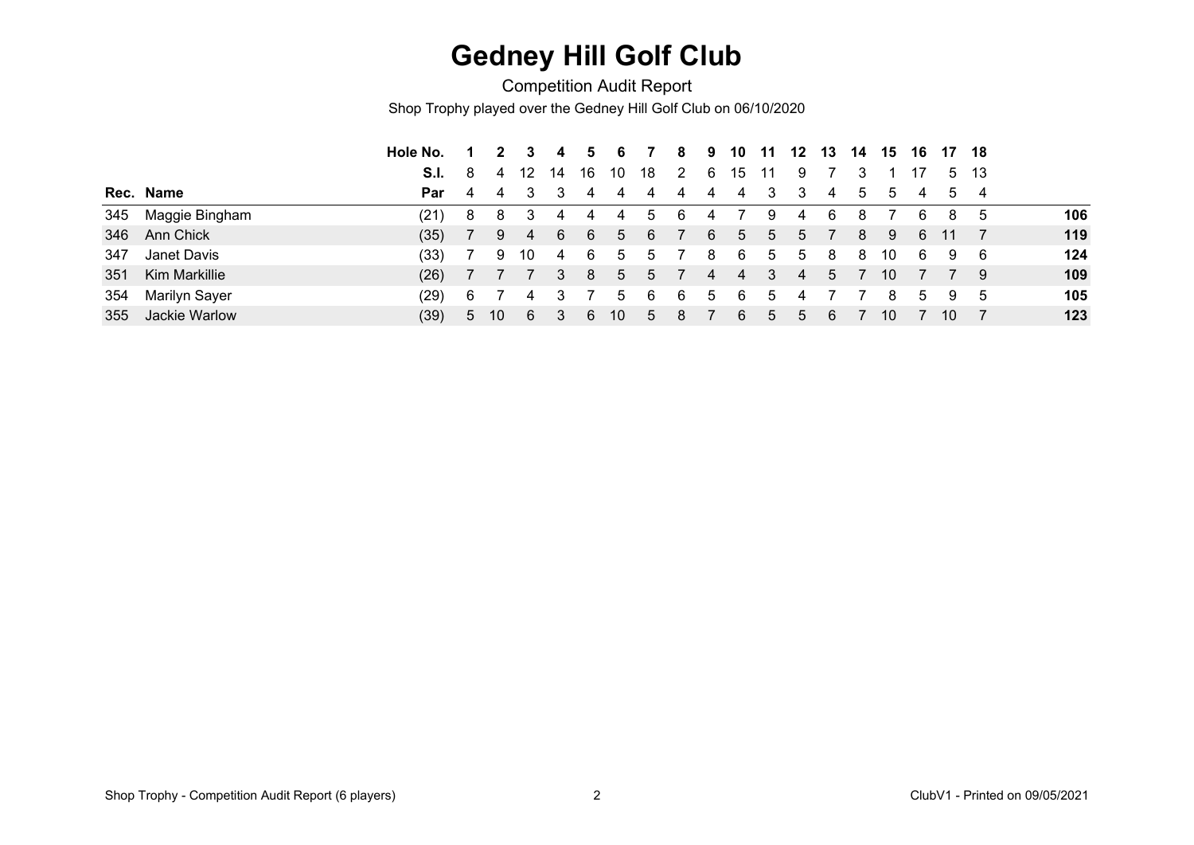# Gedney Hill Golf Club

Competition Audit Report

Shop Trophy played over the Gedney Hill Golf Club on 06/10/2020

| | | Hole No. | 1 | 2 | 3 | 4 | 5 | 6 | 7 | 8 | 9 | 10 | 11 | 12 | 13 | 14 | 15 | 16 | 17 | 18 | |
|---|---|---|---|---|---|---|---|---|---|---|---|---|---|---|---|---|---|---|---|---|---|
| | | S.I. | 8 | 4 | 12 | 14 | 16 | 10 | 18 | 2 | 6 | 15 | 11 | 9 | 7 | 3 | 1 | 17 | 5 | 13 | |
| Rec. | Name | Par | 4 | 4 | 3 | 3 | 4 | 4 | 4 | 4 | 4 | 4 | 3 | 3 | 4 | 5 | 5 | 4 | 5 | 4 | |
| 345 | Maggie Bingham | (21) | 8 | 8 | 3 | 4 | 4 | 4 | 5 | 6 | 4 | 7 | 9 | 4 | 6 | 8 | 7 | 6 | 8 | 5 | **106** |
| 346 | Ann Chick | (35) | 7 | 9 | 4 | 6 | 6 | 5 | 6 | 7 | 6 | 5 | 5 | 5 | 7 | 8 | 9 | 6 | 11 | 7 | **119** |
| 347 | Janet Davis | (33) | 7 | 9 | 10 | 4 | 6 | 5 | 5 | 7 | 8 | 6 | 5 | 5 | 8 | 8 | 10 | 6 | 9 | 6 | **124** |
| 351 | Kim Markillie | (26) | 7 | 7 | 7 | 3 | 8 | 5 | 5 | 7 | 4 | 4 | 3 | 4 | 5 | 7 | 10 | 7 | 7 | 9 | **109** |
| 354 | Marilyn Sayer | (29) | 6 | 7 | 4 | 3 | 7 | 5 | 6 | 6 | 5 | 6 | 5 | 4 | 7 | 7 | 8 | 5 | 9 | 5 | **105** |
| 355 | Jackie Warlow | (39) | 5 | 10 | 6 | 3 | 6 | 10 | 5 | 8 | 7 | 6 | 5 | 5 | 6 | 7 | 10 | 7 | 10 | 7 | **123** |

Shop Trophy - Competition Audit Report (6 players)

ClubV1 - Printed on 09/05/2021